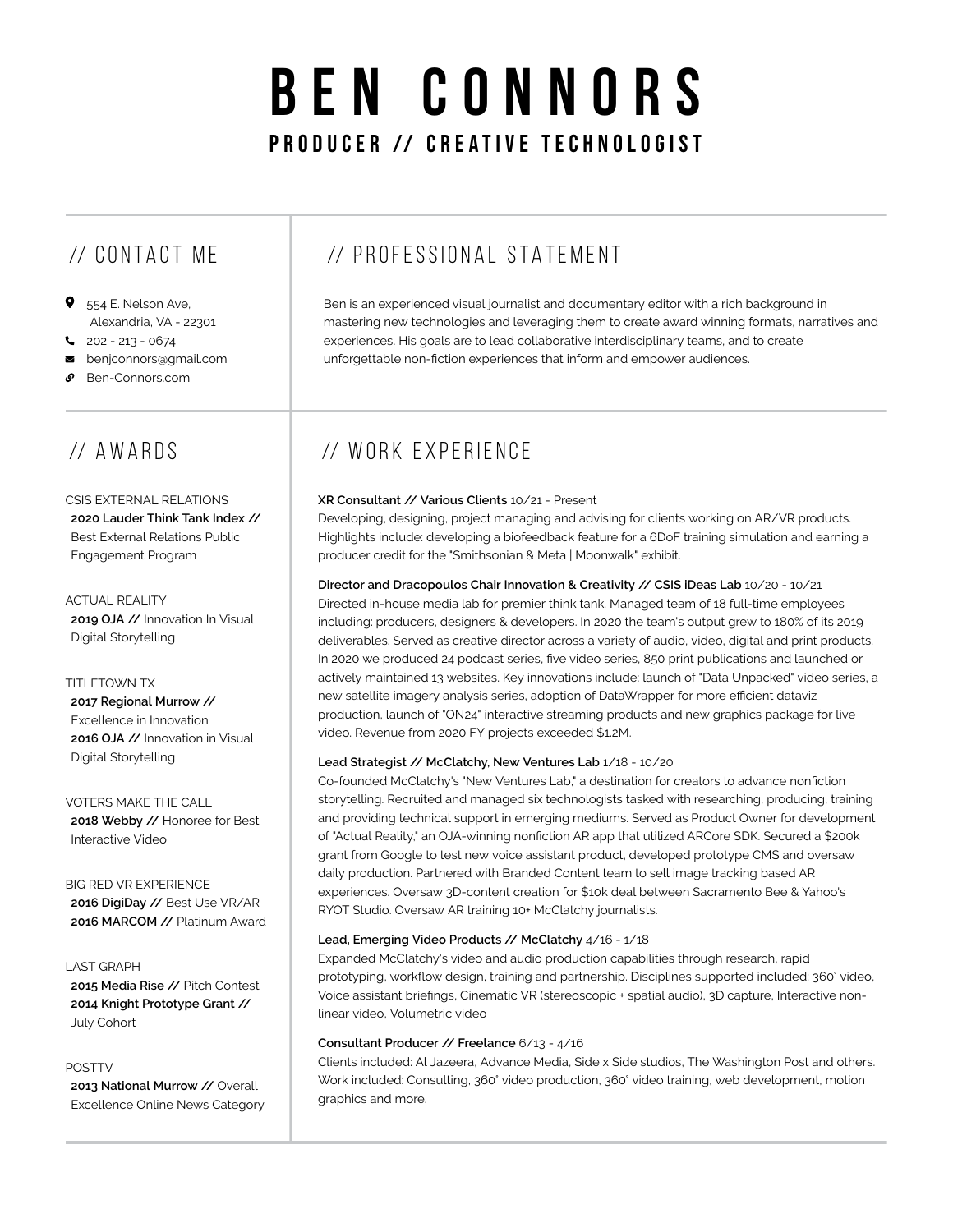# BEN CONNORS

## PRODUCER // CREATIVE TECHNOLOGIST

## // CONTACT ME

- 554 E. Nelson Ave, Alexandria, VA - 22301
- 202 - 213 - 0674
- benjconnors@gmail.com
- Ben-Connors.com

## // PROFESSIONAL STATEMENT

Ben is an experienced visual journalist and documentary editor with a rich background in mastering new technologies and leveraging them to create award winning formats, narratives and experiences. His goals are to lead collaborative interdisciplinary teams, and to create unforgettable non-fiction experiences that inform and empower audiences.

## // AWARDS

CSIS EXTERNAL RELATIONS
**2020 Lauder Think Tank Index //** Best External Relations Public Engagement Program

ACTUAL REALITY
**2019 OJA //** Innovation In Visual Digital Storytelling

TITLETOWN TX
**2017 Regional Murrow //** Excellence in Innovation
**2016 OJA //** Innovation in Visual Digital Storytelling

VOTERS MAKE THE CALL
**2018 Webby //** Honoree for Best Interactive Video

BIG RED VR EXPERIENCE
**2016 DigiDay //** Best Use VR/AR
**2016 MARCOM //** Platinum Award

LAST GRAPH
**2015 Media Rise //** Pitch Contest
**2014 Knight Prototype Grant //** July Cohort

POSTTV
**2013 National Murrow //** Overall Excellence Online News Category

## // WORK EXPERIENCE

**XR Consultant // Various Clients** 10/21 - Present
Developing, designing, project managing and advising for clients working on AR/VR products. Highlights include: developing a biofeedback feature for a 6DoF training simulation and earning a producer credit for the "Smithsonian & Meta | Moonwalk" exhibit.

**Director and Dracopoulos Chair Innovation & Creativity // CSIS iDeas Lab** 10/20 - 10/21
Directed in-house media lab for premier think tank. Managed team of 18 full-time employees including: producers, designers & developers. In 2020 the team's output grew to 180% of its 2019 deliverables. Served as creative director across a variety of audio, video, digital and print products. In 2020 we produced 24 podcast series, five video series, 850 print publications and launched or actively maintained 13 websites. Key innovations include: launch of "Data Unpacked" video series, a new satellite imagery analysis series, adoption of DataWrapper for more efficient dataviz production, launch of "ON24" interactive streaming products and new graphics package for live video. Revenue from 2020 FY projects exceeded $1.2M.

**Lead Strategist // McClatchy, New Ventures Lab** 1/18 - 10/20
Co-founded McClatchy's "New Ventures Lab," a destination for creators to advance nonfiction storytelling. Recruited and managed six technologists tasked with researching, producing, training and providing technical support in emerging mediums. Served as Product Owner for development of "Actual Reality," an OJA-winning nonfiction AR app that utilized ARCore SDK. Secured a $200k grant from Google to test new voice assistant product, developed prototype CMS and oversaw daily production. Partnered with Branded Content team to sell image tracking based AR experiences. Oversaw 3D-content creation for $10k deal between Sacramento Bee & Yahoo's RYOT Studio. Oversaw AR training 10+ McClatchy journalists.

**Lead, Emerging Video Products // McClatchy** 4/16 - 1/18
Expanded McClatchy's video and audio production capabilities through research, rapid prototyping, workflow design, training and partnership. Disciplines supported included: 360° video, Voice assistant briefings, Cinematic VR (stereoscopic + spatial audio), 3D capture, Interactive non-linear video, Volumetric video

**Consultant Producer // Freelance** 6/13 - 4/16
Clients included: Al Jazeera, Advance Media, Side x Side studios, The Washington Post and others. Work included: Consulting, 360° video production, 360° video training, web development, motion graphics and more.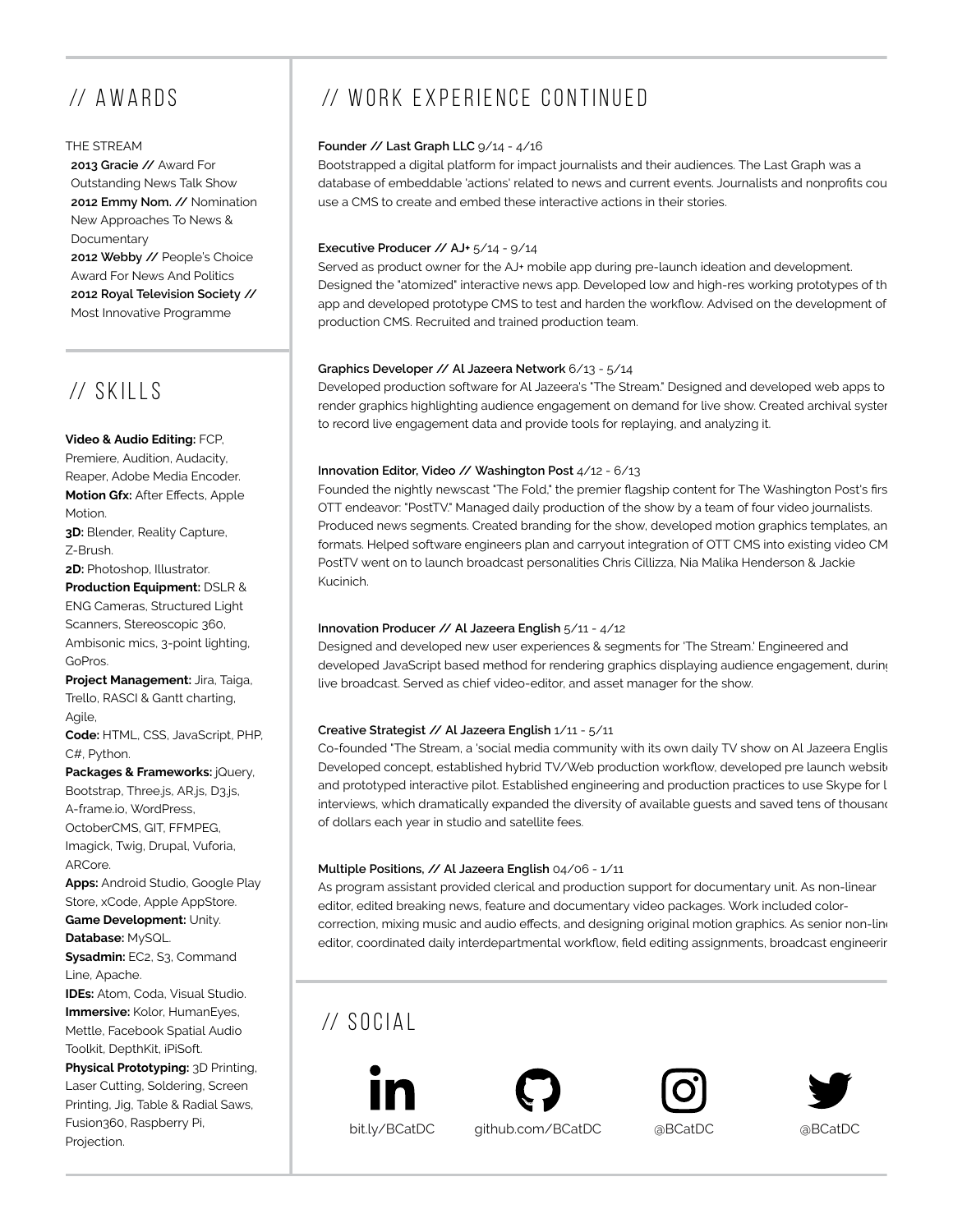## // AWARDS

THE STREAM

**2013 Gracie //** Award For Outstanding News Talk Show

**2012 Emmy Nom. //** Nomination New Approaches To News & Documentary

**2012 Webby //** People's Choice Award For News And Politics

**2012 Royal Television Society //** Most Innovative Programme

## // SKILLS

**Video & Audio Editing:** FCP, Premiere, Audition, Audacity, Reaper, Adobe Media Encoder.
**Motion Gfx:** After Effects, Apple Motion.
**3D:** Blender, Reality Capture, Z-Brush.
**2D:** Photoshop, Illustrator.
**Production Equipment:** DSLR & ENG Cameras, Structured Light Scanners, Stereoscopic 360, Ambisonic mics, 3-point lighting, GoPros.
**Project Management:** Jira, Taiga, Trello, RASCI & Gantt charting, Agile,
**Code:** HTML, CSS, JavaScript, PHP, C#, Python.
**Packages & Frameworks:** jQuery, Bootstrap, Three.js, AR.js, D3.js, A-frame.io, WordPress, OctoberCMS, GIT, FFMPEG, Imagick, Twig, Drupal, Vuforia, ARCore.
**Apps:** Android Studio, Google Play Store, xCode, Apple AppStore.
**Game Development:** Unity.
**Database:** MySQL.
**Sysadmin:** EC2, S3, Command Line, Apache.
**IDEs:** Atom, Coda, Visual Studio.
**Immersive:** Kolor, HumanEyes, Mettle, Facebook Spatial Audio Toolkit, DepthKit, iPiSoft.
**Physical Prototyping:** 3D Printing, Laser Cutting, Soldering, Screen Printing, Jig, Table & Radial Saws, Fusion360, Raspberry Pi, Projection.

## // WORK EXPERIENCE CONTINUED

**Founder // Last Graph LLC** 9/14 - 4/16
Bootstrapped a digital platform for impact journalists and their audiences. The Last Graph was a database of embeddable 'actions' related to news and current events. Journalists and nonprofits cou use a CMS to create and embed these interactive actions in their stories.

**Executive Producer // AJ+** 5/14 - 9/14
Served as product owner for the AJ+ mobile app during pre-launch ideation and development. Designed the "atomized" interactive news app. Developed low and high-res working prototypes of th app and developed prototype CMS to test and harden the workflow. Advised on the development of production CMS. Recruited and trained production team.

**Graphics Developer // Al Jazeera Network** 6/13 - 5/14
Developed production software for Al Jazeera's "The Stream." Designed and developed web apps to render graphics highlighting audience engagement on demand for live show. Created archival syster to record live engagement data and provide tools for replaying, and analyzing it.

**Innovation Editor, Video // Washington Post** 4/12 - 6/13
Founded the nightly newscast "The Fold," the premier flagship content for The Washington Post's firs OTT endeavor: "PostTV." Managed daily production of the show by a team of four video journalists. Produced news segments. Created branding for the show, developed motion graphics templates, an formats. Helped software engineers plan and carryout integration of OTT CMS into existing video CM PostTV went on to launch broadcast personalities Chris Cillizza, Nia Malika Henderson & Jackie Kucinich.

**Innovation Producer // Al Jazeera English** 5/11 - 4/12
Designed and developed new user experiences & segments for 'The Stream.' Engineered and developed JavaScript based method for rendering graphics displaying audience engagement, durin live broadcast. Served as chief video-editor, and asset manager for the show.

**Creative Strategist // Al Jazeera English** 1/11 - 5/11
Co-founded "The Stream, a 'social media community with its own daily TV show on Al Jazeera Englis Developed concept, established hybrid TV/Web production workflow, developed pre launch websit and prototyped interactive pilot. Established engineering and production practices to use Skype for l interviews, which dramatically expanded the diversity of available guests and saved tens of thousan of dollars each year in studio and satellite fees.

**Multiple Positions, // Al Jazeera English** 04/06 - 1/11
As program assistant provided clerical and production support for documentary unit. As non-linear editor, edited breaking news, feature and documentary video packages. Work included color-correction, mixing music and audio effects, and designing original motion graphics. As senior non-lin editor, coordinated daily interdepartmental workflow, field editing assignments, broadcast engineerir

## // SOCIAL

bit.ly/BCatDC

github.com/BCatDC

@BCatDC

@BCatDC